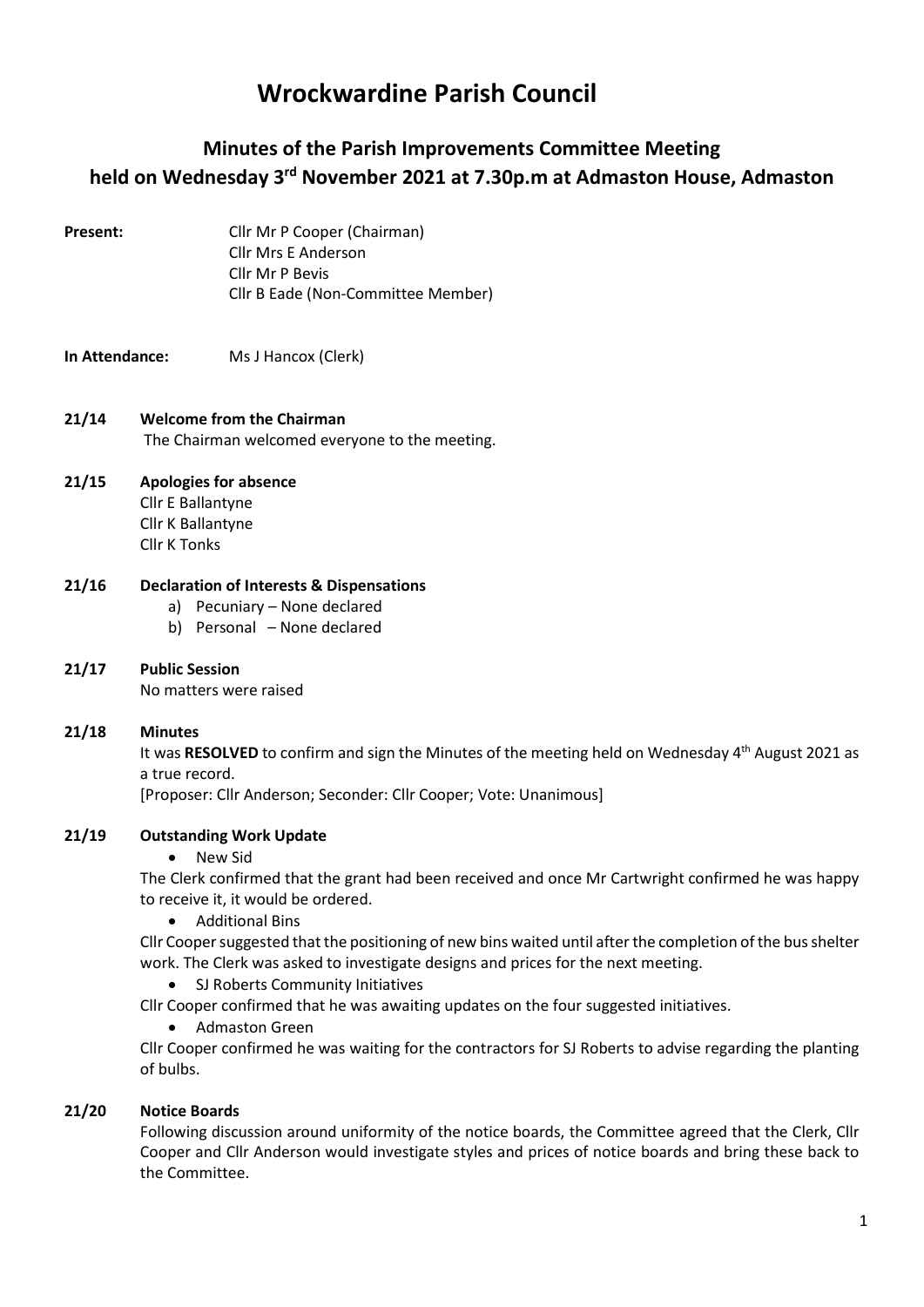# Wrockwardine Parish Council

## Minutes of the Parish Improvements Committee Meeting held on Wednesday 3rd November 2021 at 7.30p.m at Admaston House, Admaston

**Present:** Cllr Mr P Cooper (Chairman)
Cllr Mrs E Anderson
Cllr Mr P Bevis
Cllr B Eade (Non-Committee Member)

**In Attendance:** Ms J Hancox (Clerk)

**21/14 Welcome from the Chairman**

The Chairman welcomed everyone to the meeting.

**21/15 Apologies for absence**

Cllr E Ballantyne
Cllr K Ballantyne
Cllr K Tonks

**21/16 Declaration of Interests & Dispensations**

a) Pecuniary – None declared
b) Personal – None declared

**21/17 Public Session**

No matters were raised

**21/18 Minutes**

It was **RESOLVED** to confirm and sign the Minutes of the meeting held on Wednesday 4th August 2021 as a true record.
[Proposer: Cllr Anderson; Seconder: Cllr Cooper; Vote: Unanimous]

**21/19 Outstanding Work Update**

- New Sid

The Clerk confirmed that the grant had been received and once Mr Cartwright confirmed he was happy to receive it, it would be ordered.

- Additional Bins

Cllr Cooper suggested that the positioning of new bins waited until after the completion of the bus shelter work. The Clerk was asked to investigate designs and prices for the next meeting.

- SJ Roberts Community Initiatives

Cllr Cooper confirmed that he was awaiting updates on the four suggested initiatives.

- Admaston Green

Cllr Cooper confirmed he was waiting for the contractors for SJ Roberts to advise regarding the planting of bulbs.

**21/20 Notice Boards**

Following discussion around uniformity of the notice boards, the Committee agreed that the Clerk, Cllr Cooper and Cllr Anderson would investigate styles and prices of notice boards and bring these back to the Committee.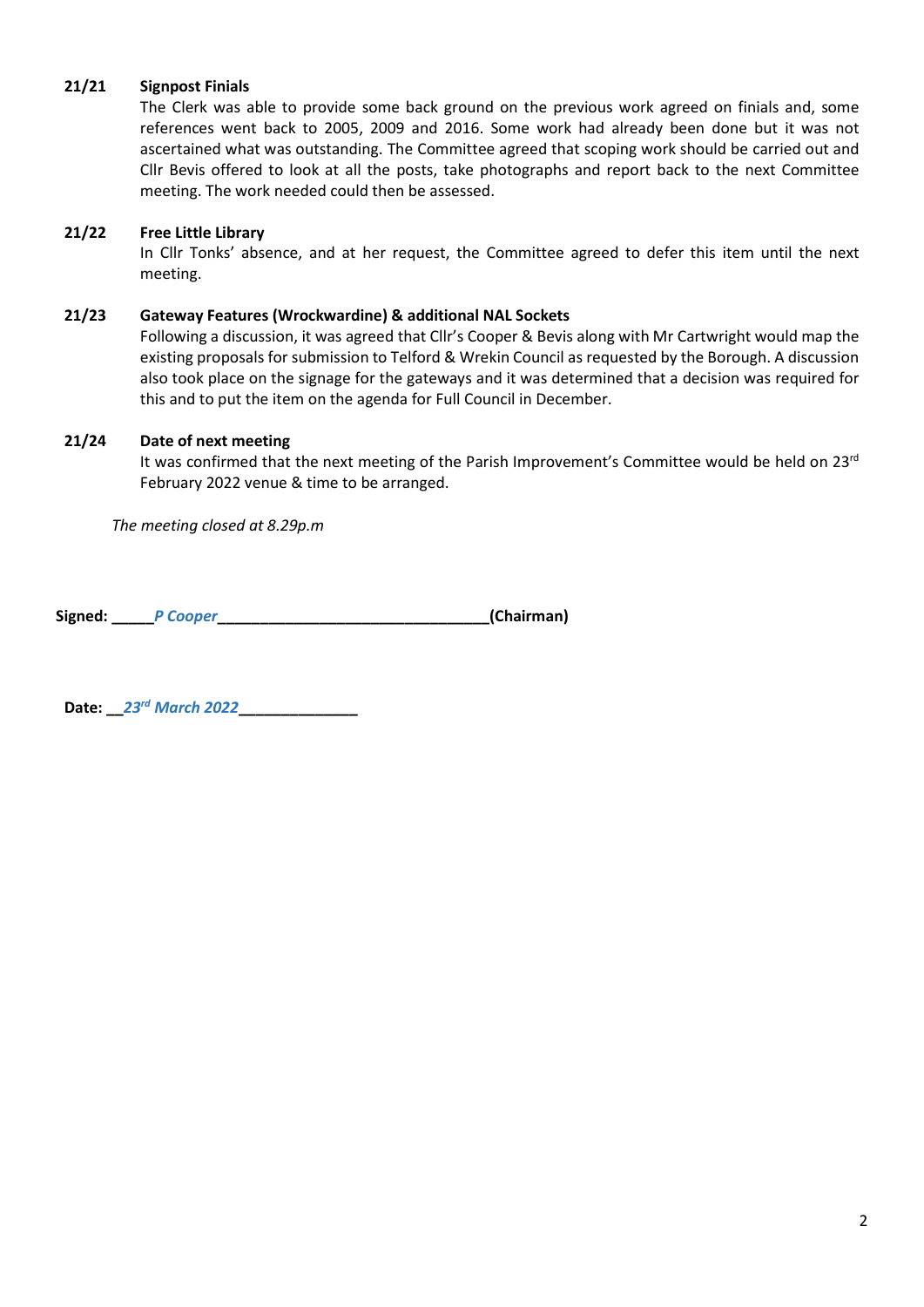**21/21 Signpost Finials**

The Clerk was able to provide some back ground on the previous work agreed on finials and, some references went back to 2005, 2009 and 2016. Some work had already been done but it was not ascertained what was outstanding. The Committee agreed that scoping work should be carried out and Cllr Bevis offered to look at all the posts, take photographs and report back to the next Committee meeting. The work needed could then be assessed.

**21/22 Free Little Library**

In Cllr Tonks' absence, and at her request, the Committee agreed to defer this item until the next meeting.

**21/23 Gateway Features (Wrockwardine) & additional NAL Sockets**

Following a discussion, it was agreed that Cllr's Cooper & Bevis along with Mr Cartwright would map the existing proposals for submission to Telford & Wrekin Council as requested by the Borough. A discussion also took place on the signage for the gateways and it was determined that a decision was required for this and to put the item on the agenda for Full Council in December.

**21/24 Date of next meeting**

It was confirmed that the next meeting of the Parish Improvement's Committee would be held on 23rd February 2022 venue & time to be arranged.

*The meeting closed at 8.29p.m*

**Signed:** _____*P Cooper*________________________________ **(Chairman)**

**Date:** __*23rd March 2022*______________